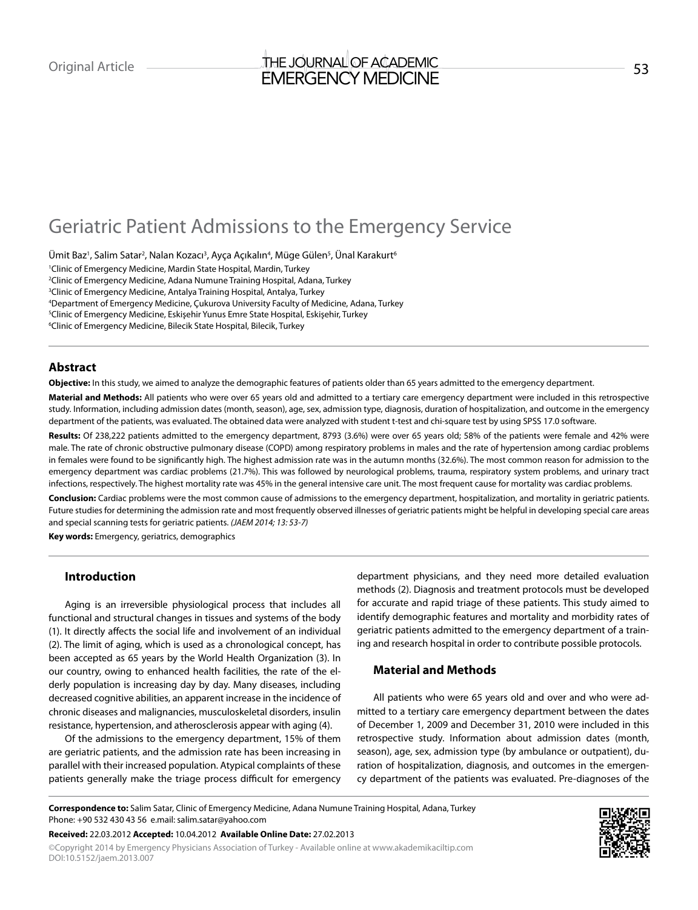Original Article

# Geriatric Patient Admissions to the Emergency Service

Ümit Baz[1], Salim Satar[2], Nalan Kozacı[3], Ayça Açıkalın[4], Müge Gülen[5], Ünal Karakurt[6]

[1]Clinic of Emergency Medicine, Mardin State Hospital, Mardin, Turkey
[2]Clinic of Emergency Medicine, Adana Numune Training Hospital, Adana, Turkey
[3]Clinic of Emergency Medicine, Antalya Training Hospital, Antalya, Turkey
[4]Department of Emergency Medicine, Çukurova University Faculty of Medicine, Adana, Turkey
[5]Clinic of Emergency Medicine, Eskişehir Yunus Emre State Hospital, Eskişehir, Turkey
[6]Clinic of Emergency Medicine, Bilecik State Hospital, Bilecik, Turkey

## Abstract

**Objective:** In this study, we aimed to analyze the demographic features of patients older than 65 years admitted to the emergency department.

**Material and Methods:** All patients who were over 65 years old and admitted to a tertiary care emergency department were included in this retrospective study. Information, including admission dates (month, season), age, sex, admission type, diagnosis, duration of hospitalization, and outcome in the emergency department of the patients, was evaluated. The obtained data were analyzed with student t-test and chi-square test by using SPSS 17.0 software.

**Results:** Of 238,222 patients admitted to the emergency department, 8793 (3.6%) were over 65 years old; 58% of the patients were female and 42% were male. The rate of chronic obstructive pulmonary disease (COPD) among respiratory problems in males and the rate of hypertension among cardiac problems in females were found to be significantly high. The highest admission rate was in the autumn months (32.6%). The most common reason for admission to the emergency department was cardiac problems (21.7%). This was followed by neurological problems, trauma, respiratory system problems, and urinary tract infections, respectively. The highest mortality rate was 45% in the general intensive care unit. The most frequent cause for mortality was cardiac problems.

**Conclusion:** Cardiac problems were the most common cause of admissions to the emergency department, hospitalization, and mortality in geriatric patients. Future studies for determining the admission rate and most frequently observed illnesses of geriatric patients might be helpful in developing special care areas and special scanning tests for geriatric patients. *(JAEM 2014; 13: 53-7)*

**Key words:** Emergency, geriatrics, demographics

## Introduction

Aging is an irreversible physiological process that includes all functional and structural changes in tissues and systems of the body (1). It directly affects the social life and involvement of an individual (2). The limit of aging, which is used as a chronological concept, has been accepted as 65 years by the World Health Organization (3). In our country, owing to enhanced health facilities, the rate of the elderly population is increasing day by day. Many diseases, including decreased cognitive abilities, an apparent increase in the incidence of chronic diseases and malignancies, musculoskeletal disorders, insulin resistance, hypertension, and atherosclerosis appear with aging (4).

Of the admissions to the emergency department, 15% of them are geriatric patients, and the admission rate has been increasing in parallel with their increased population. Atypical complaints of these patients generally make the triage process difficult for emergency department physicians, and they need more detailed evaluation methods (2). Diagnosis and treatment protocols must be developed for accurate and rapid triage of these patients. This study aimed to identify demographic features and mortality and morbidity rates of geriatric patients admitted to the emergency department of a training and research hospital in order to contribute possible protocols.

## Material and Methods

All patients who were 65 years old and over and who were admitted to a tertiary care emergency department between the dates of December 1, 2009 and December 31, 2010 were included in this retrospective study. Information about admission dates (month, season), age, sex, admission type (by ambulance or outpatient), duration of hospitalization, diagnosis, and outcomes in the emergency department of the patients was evaluated. Pre-diagnoses of the

**Correspondence to:** Salim Satar, Clinic of Emergency Medicine, Adana Numune Training Hospital, Adana, Turkey
Phone: +90 532 430 43 56 e.mail: salim.satar@yahoo.com

**Received:** 22.03.2012 **Accepted:** 10.04.2012 **Available Online Date:** 27.02.2013

©Copyright 2014 by Emergency Physicians Association of Turkey - Available online at www.akademikaciltip.com
DOI:10.5152/jaem.2013.007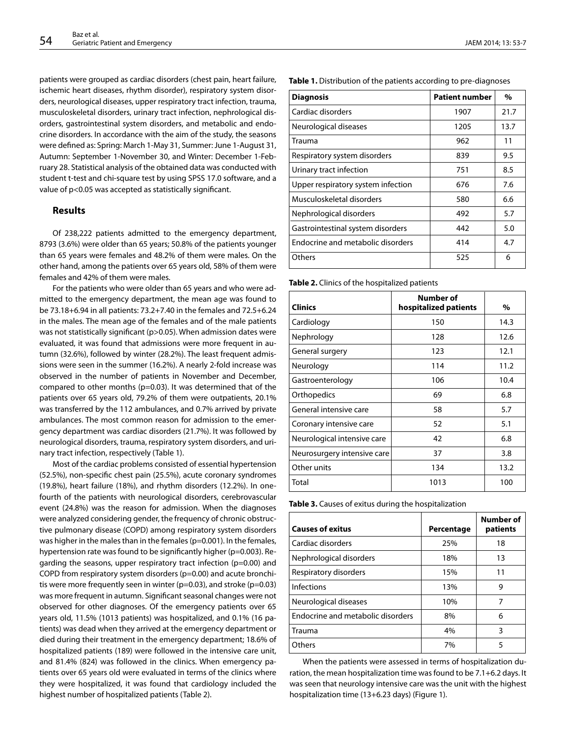patients were grouped as cardiac disorders (chest pain, heart failure, ischemic heart diseases, rhythm disorder), respiratory system disorders, neurological diseases, upper respiratory tract infection, trauma, musculoskeletal disorders, urinary tract infection, nephrological disorders, gastrointestinal system disorders, and metabolic and endocrine disorders. In accordance with the aim of the study, the seasons were defined as: Spring: March 1-May 31, Summer: June 1-August 31, Autumn: September 1-November 30, and Winter: December 1-February 28. Statistical analysis of the obtained data was conducted with student t-test and chi-square test by using SPSS 17.0 software, and a value of $p<0.05$ was accepted as statistically significant.

## Results

Of 238,222 patients admitted to the emergency department, 8793 (3.6%) were older than 65 years; 50.8% of the patients younger than 65 years were females and 48.2% of them were males. On the other hand, among the patients over 65 years old, 58% of them were females and 42% of them were males.

For the patients who were older than 65 years and who were admitted to the emergency department, the mean age was found to be 73.18+6.94 in all patients: 73.2+7.40 in the females and 72.5+6.24 in the males. The mean age of the females and of the male patients was not statistically significant ($p>0.05$). When admission dates were evaluated, it was found that admissions were more frequent in autumn (32.6%), followed by winter (28.2%). The least frequent admissions were seen in the summer (16.2%). A nearly 2-fold increase was observed in the number of patients in November and December, compared to other months ($p=0.03$). It was determined that of the patients over 65 years old, 79.2% of them were outpatients, 20.1% was transferred by the 112 ambulances, and 0.7% arrived by private ambulances. The most common reason for admission to the emergency department was cardiac disorders (21.7%). It was followed by neurological disorders, trauma, respiratory system disorders, and urinary tract infection, respectively (Table 1).

Most of the cardiac problems consisted of essential hypertension (52.5%), non-specific chest pain (25.5%), acute coronary syndromes (19.8%), heart failure (18%), and rhythm disorders (12.2%). In one-fourth of the patients with neurological disorders, cerebrovascular event (24.8%) was the reason for admission. When the diagnoses were analyzed considering gender, the frequency of chronic obstructive pulmonary disease (COPD) among respiratory system disorders was higher in the males than in the females ($p=0.001$). In the females, hypertension rate was found to be significantly higher ($p=0.003$). Regarding the seasons, upper respiratory tract infection ($p=0.00$) and COPD from respiratory system disorders ($p=0.00$) and acute bronchitis were more frequently seen in winter ($p=0.03$), and stroke ($p=0.03$) was more frequent in autumn. Significant seasonal changes were not observed for other diagnoses. Of the emergency patients over 65 years old, 11.5% (1013 patients) was hospitalized, and 0.1% (16 patients) was dead when they arrived at the emergency department or died during their treatment in the emergency department; 18.6% of hospitalized patients (189) were followed in the intensive care unit, and 81.4% (824) was followed in the clinics. When emergency patients over 65 years old were evaluated in terms of the clinics where they were hospitalized, it was found that cardiology included the highest number of hospitalized patients (Table 2).

**Table 1.** Distribution of the patients according to pre-diagnoses

| Diagnosis | Patient number | % |
|---|---|---|
| Cardiac disorders | 1907 | 21.7 |
| Neurological diseases | 1205 | 13.7 |
| Trauma | 962 | 11 |
| Respiratory system disorders | 839 | 9.5 |
| Urinary tract infection | 751 | 8.5 |
| Upper respiratory system infection | 676 | 7.6 |
| Musculoskeletal disorders | 580 | 6.6 |
| Nephrological disorders | 492 | 5.7 |
| Gastrointestinal system disorders | 442 | 5.0 |
| Endocrine and metabolic disorders | 414 | 4.7 |
| Others | 525 | 6 |

**Table 2.** Clinics of the hospitalized patients

| Clinics | Number of hospitalized patients | % |
|---|---|---|
| Cardiology | 150 | 14.3 |
| Nephrology | 128 | 12.6 |
| General surgery | 123 | 12.1 |
| Neurology | 114 | 11.2 |
| Gastroenterology | 106 | 10.4 |
| Orthopedics | 69 | 6.8 |
| General intensive care | 58 | 5.7 |
| Coronary intensive care | 52 | 5.1 |
| Neurological intensive care | 42 | 6.8 |
| Neurosurgery intensive care | 37 | 3.8 |
| Other units | 134 | 13.2 |
| Total | 1013 | 100 |

**Table 3.** Causes of exitus during the hospitalization

| Causes of exitus | Percentage | Number of patients |
|---|---|---|
| Cardiac disorders | 25% | 18 |
| Nephrological disorders | 18% | 13 |
| Respiratory disorders | 15% | 11 |
| Infections | 13% | 9 |
| Neurological diseases | 10% | 7 |
| Endocrine and metabolic disorders | 8% | 6 |
| Trauma | 4% | 3 |
| Others | 7% | 5 |

When the patients were assessed in terms of hospitalization duration, the mean hospitalization time was found to be 7.1+6.2 days. It was seen that neurology intensive care was the unit with the highest hospitalization time (13+6.23 days) (Figure 1).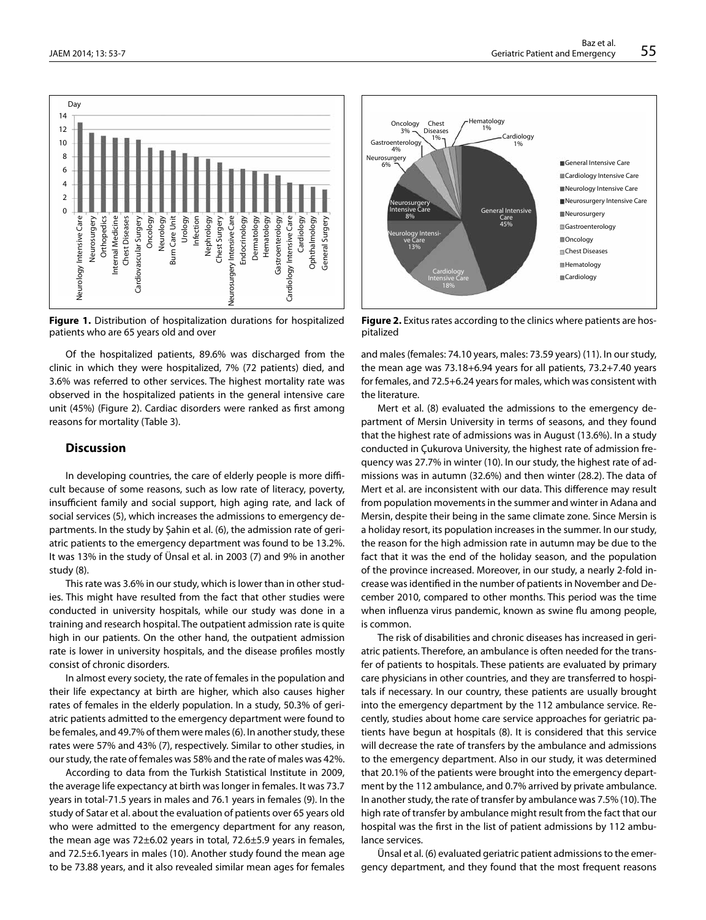**Figure 1.** Distribution of hospitalization durations for hospitalized patients who are 65 years old and over

**Figure 2.** Exitus rates according to the clinics where patients are hospitalized

Of the hospitalized patients, 89.6% was discharged from the clinic in which they were hospitalized, 7% (72 patients) died, and 3.6% was referred to other services. The highest mortality rate was observed in the hospitalized patients in the general intensive care unit (45%) (Figure 2). Cardiac disorders were ranked as first among reasons for mortality (Table 3).

## Discussion

In developing countries, the care of elderly people is more difficult because of some reasons, such as low rate of literacy, poverty, insufficient family and social support, high aging rate, and lack of social services (5), which increases the admissions to emergency departments. In the study by Şahin et al. (6), the admission rate of geriatric patients to the emergency department was found to be 13.2%. It was 13% in the study of Ünsal et al. in 2003 (7) and 9% in another study (8).

This rate was 3.6% in our study, which is lower than in other studies. This might have resulted from the fact that other studies were conducted in university hospitals, while our study was done in a training and research hospital. The outpatient admission rate is quite high in our patients. On the other hand, the outpatient admission rate is lower in university hospitals, and the disease profiles mostly consist of chronic disorders.

In almost every society, the rate of females in the population and their life expectancy at birth are higher, which also causes higher rates of females in the elderly population. In a study, 50.3% of geriatric patients admitted to the emergency department were found to be females, and 49.7% of them were males (6). In another study, these rates were 57% and 43% (7), respectively. Similar to other studies, in our study, the rate of females was 58% and the rate of males was 42%.

According to data from the Turkish Statistical Institute in 2009, the average life expectancy at birth was longer in females. It was 73.7 years in total-71.5 years in males and 76.1 years in females (9). In the study of Satar et al. about the evaluation of patients over 65 years old who were admitted to the emergency department for any reason, the mean age was 72±6.02 years in total, 72.6±5.9 years in females, and 72.5±6.1years in males (10). Another study found the mean age to be 73.88 years, and it also revealed similar mean ages for females and males (females: 74.10 years, males: 73.59 years) (11). In our study, the mean age was 73.18+6.94 years for all patients, 73.2+7.40 years for females, and 72.5+6.24 years for males, which was consistent with the literature.

Mert et al. (8) evaluated the admissions to the emergency department of Mersin University in terms of seasons, and they found that the highest rate of admissions was in August (13.6%). In a study conducted in Çukurova University, the highest rate of admission frequency was 27.7% in winter (10). In our study, the highest rate of admissions was in autumn (32.6%) and then winter (28.2). The data of Mert et al. are inconsistent with our data. This difference may result from population movements in the summer and winter in Adana and Mersin, despite their being in the same climate zone. Since Mersin is a holiday resort, its population increases in the summer. In our study, the reason for the high admission rate in autumn may be due to the fact that it was the end of the holiday season, and the population of the province increased. Moreover, in our study, a nearly 2-fold increase was identified in the number of patients in November and December 2010, compared to other months. This period was the time when influenza virus pandemic, known as swine flu among people, is common.

The risk of disabilities and chronic diseases has increased in geriatric patients. Therefore, an ambulance is often needed for the transfer of patients to hospitals. These patients are evaluated by primary care physicians in other countries, and they are transferred to hospitals if necessary. In our country, these patients are usually brought into the emergency department by the 112 ambulance service. Recently, studies about home care service approaches for geriatric patients have begun at hospitals (8). It is considered that this service will decrease the rate of transfers by the ambulance and admissions to the emergency department. Also in our study, it was determined that 20.1% of the patients were brought into the emergency department by the 112 ambulance, and 0.7% arrived by private ambulance. In another study, the rate of transfer by ambulance was 7.5% (10). The high rate of transfer by ambulance might result from the fact that our hospital was the first in the list of patient admissions by 112 ambulance services.

Ünsal et al. (6) evaluated geriatric patient admissions to the emergency department, and they found that the most frequent reasons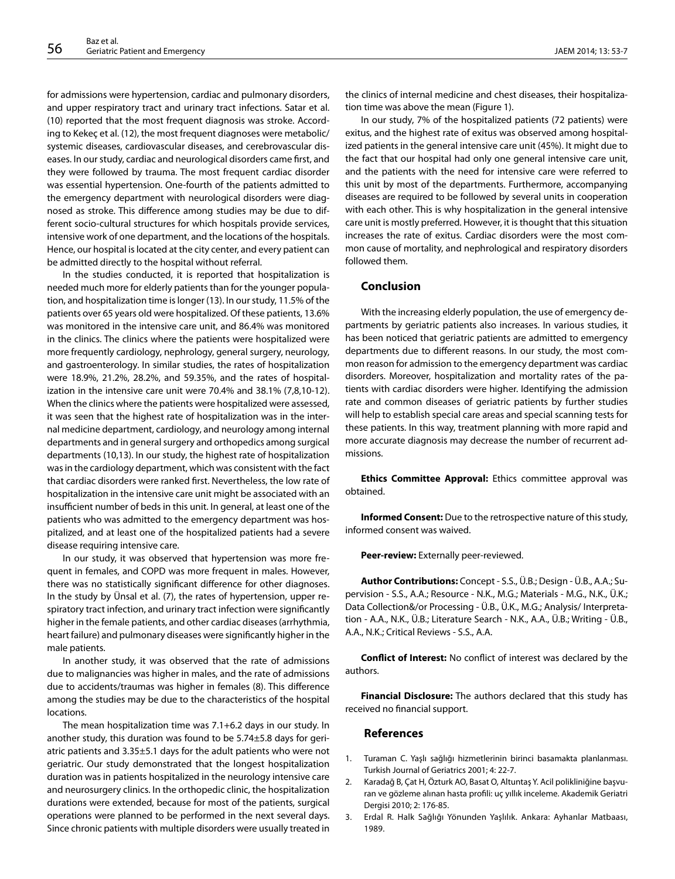for admissions were hypertension, cardiac and pulmonary disorders, and upper respiratory tract and urinary tract infections. Satar et al. (10) reported that the most frequent diagnosis was stroke. According to Kekeç et al. (12), the most frequent diagnoses were metabolic/systemic diseases, cardiovascular diseases, and cerebrovascular diseases. In our study, cardiac and neurological disorders came first, and they were followed by trauma. The most frequent cardiac disorder was essential hypertension. One-fourth of the patients admitted to the emergency department with neurological disorders were diagnosed as stroke. This difference among studies may be due to different socio-cultural structures for which hospitals provide services, intensive work of one department, and the locations of the hospitals. Hence, our hospital is located at the city center, and every patient can be admitted directly to the hospital without referral.

In the studies conducted, it is reported that hospitalization is needed much more for elderly patients than for the younger population, and hospitalization time is longer (13). In our study, 11.5% of the patients over 65 years old were hospitalized. Of these patients, 13.6% was monitored in the intensive care unit, and 86.4% was monitored in the clinics. The clinics where the patients were hospitalized were more frequently cardiology, nephrology, general surgery, neurology, and gastroenterology. In similar studies, the rates of hospitalization were 18.9%, 21.2%, 28.2%, and 59.35%, and the rates of hospitalization in the intensive care unit were 70.4% and 38.1% (7,8,10-12). When the clinics where the patients were hospitalized were assessed, it was seen that the highest rate of hospitalization was in the internal medicine department, cardiology, and neurology among internal departments and in general surgery and orthopedics among surgical departments (10,13). In our study, the highest rate of hospitalization was in the cardiology department, which was consistent with the fact that cardiac disorders were ranked first. Nevertheless, the low rate of hospitalization in the intensive care unit might be associated with an insufficient number of beds in this unit. In general, at least one of the patients who was admitted to the emergency department was hospitalized, and at least one of the hospitalized patients had a severe disease requiring intensive care.

In our study, it was observed that hypertension was more frequent in females, and COPD was more frequent in males. However, there was no statistically significant difference for other diagnoses. In the study by Ünsal et al. (7), the rates of hypertension, upper respiratory tract infection, and urinary tract infection were significantly higher in the female patients, and other cardiac diseases (arrhythmia, heart failure) and pulmonary diseases were significantly higher in the male patients.

In another study, it was observed that the rate of admissions due to malignancies was higher in males, and the rate of admissions due to accidents/traumas was higher in females (8). This difference among the studies may be due to the characteristics of the hospital locations.

The mean hospitalization time was 7.1+6.2 days in our study. In another study, this duration was found to be 5.74±5.8 days for geriatric patients and 3.35±5.1 days for the adult patients who were not geriatric. Our study demonstrated that the longest hospitalization duration was in patients hospitalized in the neurology intensive care and neurosurgery clinics. In the orthopedic clinic, the hospitalization durations were extended, because for most of the patients, surgical operations were planned to be performed in the next several days. Since chronic patients with multiple disorders were usually treated in the clinics of internal medicine and chest diseases, their hospitalization time was above the mean (Figure 1).

In our study, 7% of the hospitalized patients (72 patients) were exitus, and the highest rate of exitus was observed among hospitalized patients in the general intensive care unit (45%). It might due to the fact that our hospital had only one general intensive care unit, and the patients with the need for intensive care were referred to this unit by most of the departments. Furthermore, accompanying diseases are required to be followed by several units in cooperation with each other. This is why hospitalization in the general intensive care unit is mostly preferred. However, it is thought that this situation increases the rate of exitus. Cardiac disorders were the most common cause of mortality, and nephrological and respiratory disorders followed them.

## Conclusion

With the increasing elderly population, the use of emergency departments by geriatric patients also increases. In various studies, it has been noticed that geriatric patients are admitted to emergency departments due to different reasons. In our study, the most common reason for admission to the emergency department was cardiac disorders. Moreover, hospitalization and mortality rates of the patients with cardiac disorders were higher. Identifying the admission rate and common diseases of geriatric patients by further studies will help to establish special care areas and special scanning tests for these patients. In this way, treatment planning with more rapid and more accurate diagnosis may decrease the number of recurrent admissions.

**Ethics Committee Approval:** Ethics committee approval was obtained.

**Informed Consent:** Due to the retrospective nature of this study, informed consent was waived.

**Peer-review:** Externally peer-reviewed.

**Author Contributions:** Concept - S.S., Ü.B.; Design - Ü.B., A.A.; Supervision - S.S., A.A.; Resource - N.K., M.G.; Materials - M.G., N.K., Ü.K.; Data Collection&/or Processing - Ü.B., Ü.K., M.G.; Analysis/ Interpretation - A.A., N.K., Ü.B.; Literature Search - N.K., A.A., Ü.B.; Writing - Ü.B., A.A., N.K.; Critical Reviews - S.S., A.A.

**Conflict of Interest:** No conflict of interest was declared by the authors.

**Financial Disclosure:** The authors declared that this study has received no financial support.

## References

1. Turaman C. Yaşlı sağlığı hizmetlerinin birinci basamakta planlanması. Turkish Journal of Geriatrics 2001; 4: 22-7.
2. Karadağ B, Çat H, Özturk AO, Basat O, Altuntaş Y. Acil polikliniğine başvuran ve gözleme alınan hasta profili: uç yıllık inceleme. Akademik Geriatri Dergisi 2010; 2: 176-85.
3. Erdal R. Halk Sağlığı Yönunden Yaşlılık. Ankara: Ayhanlar Matbaası, 1989.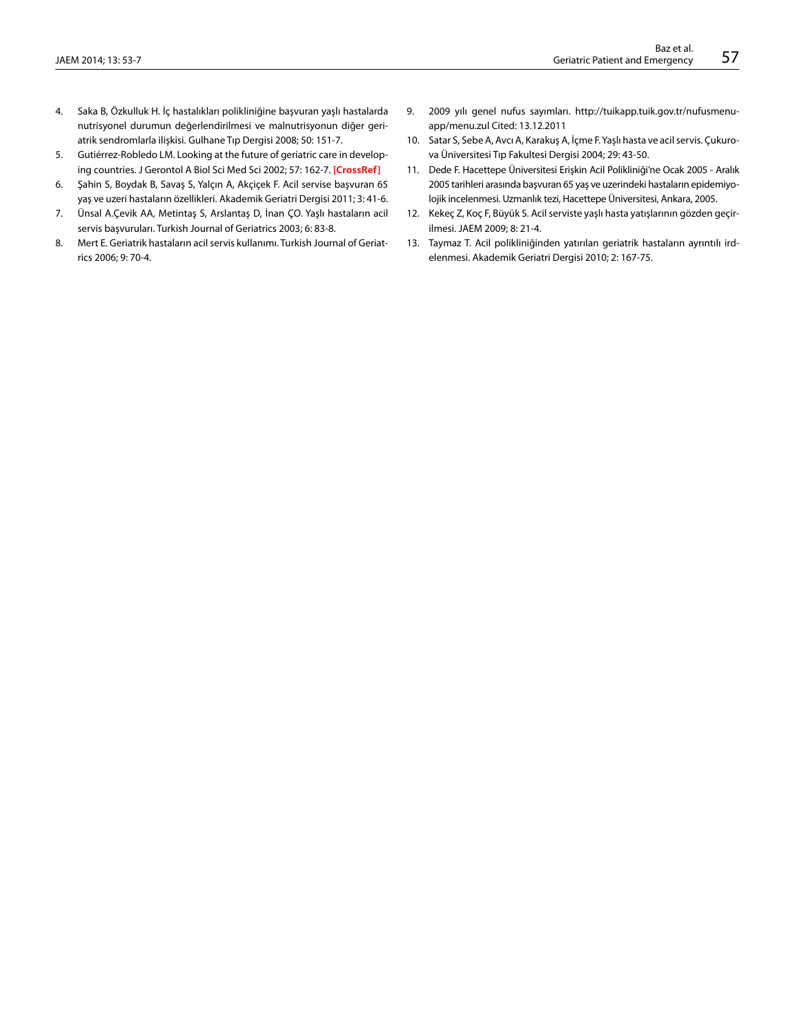4. Saka B, Özkulluk H. İç hastalıkları polikliniğine başvuran yaşlı hastalarda nutrisyonel durumun değerlendirilmesi ve malnutrisyonun diğer geriatrik sendromlarla ilişkisi. Gulhane Tıp Dergisi 2008; 50: 151-7.
5. Gutiérrez-Robledo LM. Looking at the future of geriatric care in developing countries. J Gerontol A Biol Sci Med Sci 2002; 57: 162-7. **[CrossRef]**
6. Şahin S, Boydak B, Savaş S, Yalçın A, Akçiçek F. Acil servise başvuran 65 yaş ve uzeri hastaların özellikleri. Akademik Geriatri Dergisi 2011; 3: 41-6.
7. Ünsal A.Çevik AA, Metintaş S, Arslantaş D, İnan ÇO. Yaşlı hastaların acil servis başvuruları. Turkish Journal of Geriatrics 2003; 6: 83-8.
8. Mert E. Geriatrik hastaların acil servis kullanımı. Turkish Journal of Geriatrics 2006; 9: 70-4.
9. 2009 yılı genel nufus sayımları. http://tuikapp.tuik.gov.tr/nufusmenuapp/menu.zul Cited: 13.12.2011
10. Satar S, Sebe A, Avcı A, Karakuş A, İçme F. Yaşlı hasta ve acil servis. Çukurova Üniversitesi Tıp Fakultesi Dergisi 2004; 29: 43-50.
11. Dede F. Hacettepe Üniversitesi Erişkin Acil Polikliniği'ne Ocak 2005 - Aralık 2005 tarihleri arasında başvuran 65 yaş ve uzerindeki hastaların epidemiyolojik incelenmesi. Uzmanlık tezi, Hacettepe Üniversitesi, Ankara, 2005.
12. Kekeç Z, Koç F, Büyük S. Acil serviste yaşlı hasta yatışlarının gözden geçirilmesi. JAEM 2009; 8: 21-4.
13. Taymaz T. Acil polikliniğinden yatırılan geriatrik hastaların ayrıntılı irdelenmesi. Akademik Geriatri Dergisi 2010; 2: 167-75.